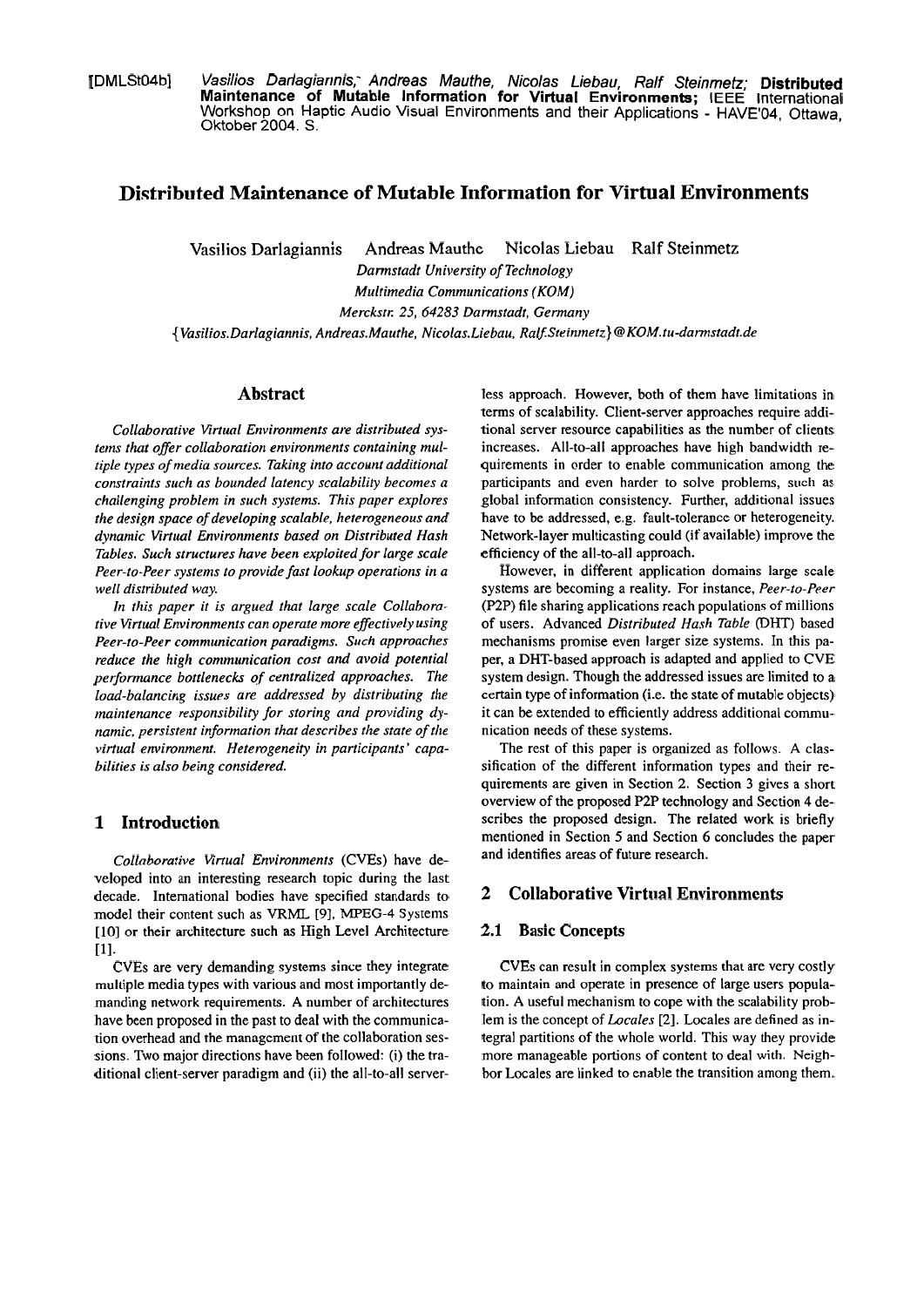[DMLSt04b] *Vasilios Darlagiannis, Andreas Mauthe, Nicolas Liebau, Ralf Steinmetz;* **Distributed Maintenance of Mutable Information for Virtual Environments;** IEEE International Workshop on Haptic Audio Visual Environments and their Applications - HAVE'04, Ottawa, Oktober 2004. S.

# Distributed Maintenance of Mutable Information for Virtual Environments

Vasilios Darlagiannis Andreas Mauthe Nicolas Liebau Ralf Steinmetz

*Darmstadt University of Technology*
*Multimedia Communications (KOM)*
*Merckstr. 25, 64283 Darmstadt, Germany*
*{Vasilios.Darlagiannis, Andreas.Mauthe, Nicolas.Liebau, Ralf.Steinmetz}@KOM.tu-darmstadt.de*

## Abstract

*Collaborative Virtual Environments are distributed systems that offer collaboration environments containing multiple types of media sources. Taking into account additional constraints such as bounded latency scalability becomes a challenging problem in such systems. This paper explores the design space of developing scalable, heterogeneous and dynamic Virtual Environments based on Distributed Hash Tables. Such structures have been exploited for large scale Peer-to-Peer systems to provide fast lookup operations in a well distributed way.*

*In this paper it is argued that large scale Collaborative Virtual Environments can operate more effectively using Peer-to-Peer communication paradigms. Such approaches reduce the high communication cost and avoid potential performance bottlenecks of centralized approaches. The load-balancing issues are addressed by distributing the maintenance responsibility for storing and providing dynamic, persistent information that describes the state of the virtual environment. Heterogeneity in participants' capabilities is also being considered.*

## 1 Introduction

*Collaborative Virtual Environments* (CVEs) have developed into an interesting research topic during the last decade. International bodies have specified standards to model their content such as VRML [9], MPEG-4 Systems [10] or their architecture such as High Level Architecture [1].

CVEs are very demanding systems since they integrate multiple media types with various and most importantly demanding network requirements. A number of architectures have been proposed in the past to deal with the communication overhead and the management of the collaboration sessions. Two major directions have been followed: (i) the traditional client-server paradigm and (ii) the all-to-all serverless approach. However, both of them have limitations in terms of scalability. Client-server approaches require additional server resource capabilities as the number of clients increases. All-to-all approaches have high bandwidth requirements in order to enable communication among the participants and even harder to solve problems, such as global information consistency. Further, additional issues have to be addressed, e.g. fault-tolerance or heterogeneity. Network-layer multicasting could (if available) improve the efficiency of the all-to-all approach.

However, in different application domains large scale systems are becoming a reality. For instance, *Peer-to-Peer* (P2P) file sharing applications reach populations of millions of users. Advanced *Distributed Hash Table* (DHT) based mechanisms promise even larger size systems. In this paper, a DHT-based approach is adapted and applied to CVE system design. Though the addressed issues are limited to a certain type of information (i.e. the state of mutable objects) it can be extended to efficiently address additional communication needs of these systems.

The rest of this paper is organized as follows. A classification of the different information types and their requirements are given in Section 2. Section 3 gives a short overview of the proposed P2P technology and Section 4 describes the proposed design. The related work is briefly mentioned in Section 5 and Section 6 concludes the paper and identifies areas of future research.

## 2 Collaborative Virtual Environments

### 2.1 Basic Concepts

CVEs can result in complex systems that are very costly to maintain and operate in presence of large users population. A useful mechanism to cope with the scalability problem is the concept of *Locales* [2]. Locales are defined as integral partitions of the whole world. This way they provide more manageable portions of content to deal with. Neighbor Locales are linked to enable the transition among them.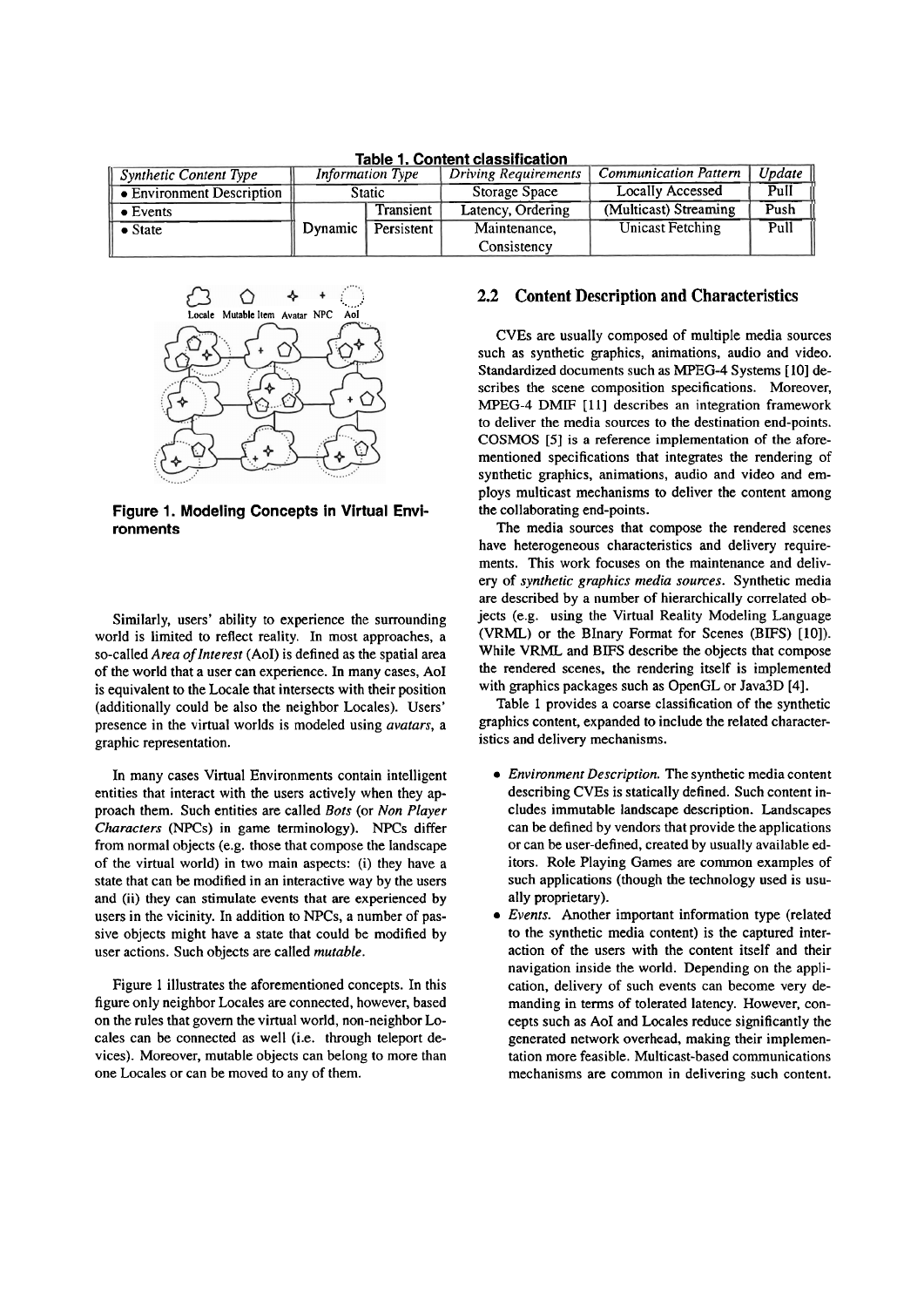**Table 1. Content classification**

| Synthetic Content Type | Information Type | | Driving Requirements | Communication Pattern | Update |
|---|---|---|---|---|---|
| • Environment Description | Static | | Storage Space | Locally Accessed | Pull |
| • Events | Dynamic | Transient | Latency, Ordering | (Multicast) Streaming | Push |
| • State | | Persistent | Maintenance, Consistency | Unicast Fetching | Pull |

**Figure 1. Modeling Concepts in Virtual Environments**

Similarly, users' ability to experience the surrounding world is limited to reflect reality. In most approaches, a so-called *Area of Interest* (AoI) is defined as the spatial area of the world that a user can experience. In many cases, AoI is equivalent to the Locale that intersects with their position (additionally could be also the neighbor Locales). Users' presence in the virtual worlds is modeled using *avatars*, a graphic representation.

In many cases Virtual Environments contain intelligent entities that interact with the users actively when they approach them. Such entities are called *Bots* (or *Non Player Characters* (NPCs) in game terminology). NPCs differ from normal objects (e.g. those that compose the landscape of the virtual world) in two main aspects: (i) they have a state that can be modified in an interactive way by the users and (ii) they can stimulate events that are experienced by users in the vicinity. In addition to NPCs, a number of passive objects might have a state that could be modified by user actions. Such objects are called *mutable*.

Figure 1 illustrates the aforementioned concepts. In this figure only neighbor Locales are connected, however, based on the rules that govern the virtual world, non-neighbor Locales can be connected as well (i.e. through teleport devices). Moreover, mutable objects can belong to more than one Locales or can be moved to any of them.

## 2.2 Content Description and Characteristics

CVEs are usually composed of multiple media sources such as synthetic graphics, animations, audio and video. Standardized documents such as MPEG-4 Systems [10] describes the scene composition specifications. Moreover, MPEG-4 DMIF [11] describes an integration framework to deliver the media sources to the destination end-points. COSMOS [5] is a reference implementation of the aforementioned specifications that integrates the rendering of synthetic graphics, animations, audio and video and employs multicast mechanisms to deliver the content among the collaborating end-points.

The media sources that compose the rendered scenes have heterogeneous characteristics and delivery requirements. This work focuses on the maintenance and delivery of *synthetic graphics media sources*. Synthetic media are described by a number of hierarchically correlated objects (e.g. using the Virtual Reality Modeling Language (VRML) or the BInary Format for Scenes (BIFS) [10]). While VRML and BIFS describe the objects that compose the rendered scenes, the rendering itself is implemented with graphics packages such as OpenGL or Java3D [4].

Table 1 provides a coarse classification of the synthetic graphics content, expanded to include the related characteristics and delivery mechanisms.

- *Environment Description.* The synthetic media content describing CVEs is statically defined. Such content includes immutable landscape description. Landscapes can be defined by vendors that provide the applications or can be user-defined, created by usually available editors. Role Playing Games are common examples of such applications (though the technology used is usually proprietary).
- *Events.* Another important information type (related to the synthetic media content) is the captured interaction of the users with the content itself and their navigation inside the world. Depending on the application, delivery of such events can become very demanding in terms of tolerated latency. However, concepts such as AoI and Locales reduce significantly the generated network overhead, making their implementation more feasible. Multicast-based communications mechanisms are common in delivering such content.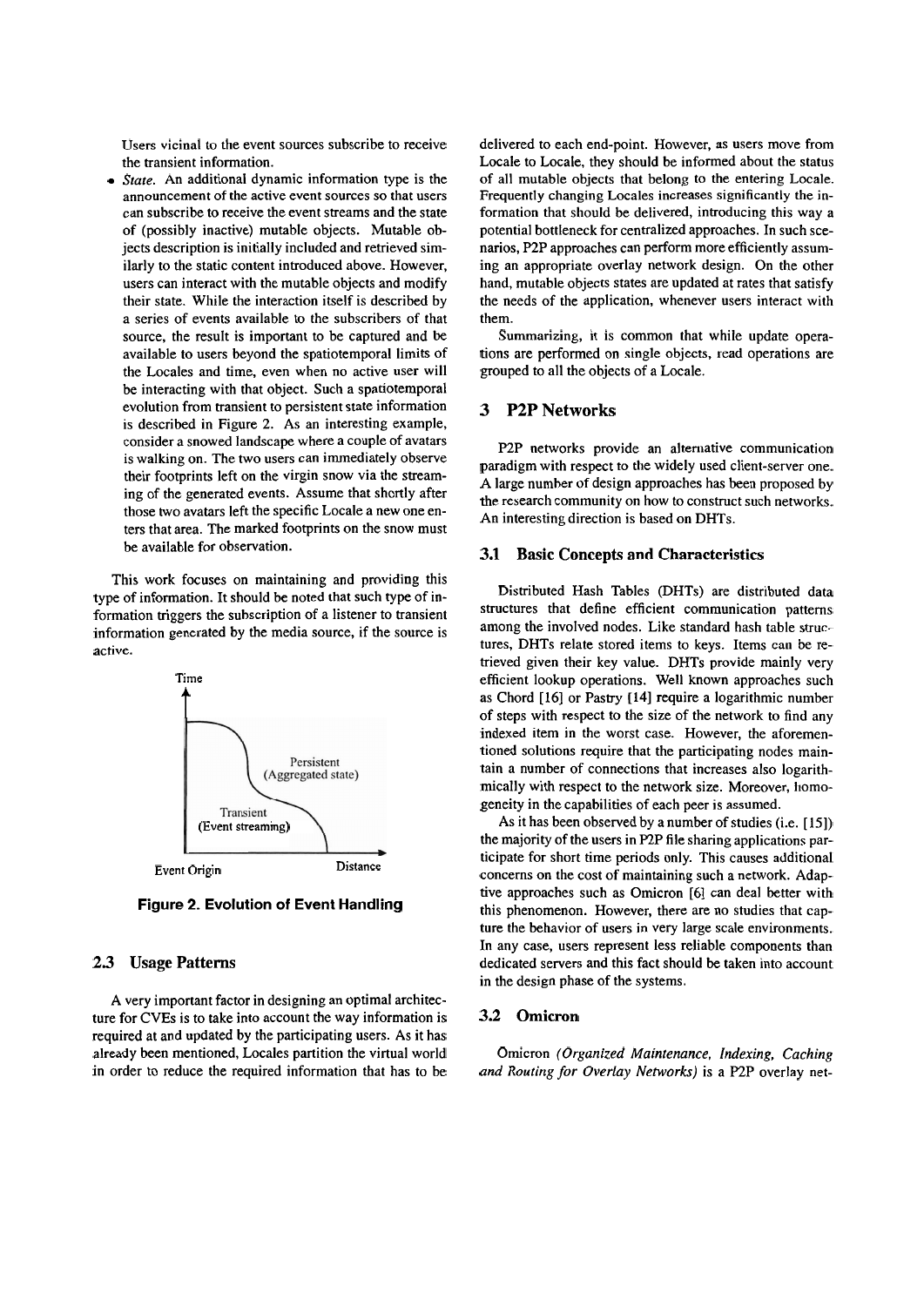Users vicinal to the event sources subscribe to receive the transient information.

- *State.* An additional dynamic information type is the announcement of the active event sources so that users can subscribe to receive the event streams and the state of (possibly inactive) mutable objects. Mutable objects description is initially included and retrieved similarly to the static content introduced above. However, users can interact with the mutable objects and modify their state. While the interaction itself is described by a series of events available to the subscribers of that source, the result is important to be captured and be available to users beyond the spatiotemporal limits of the Locales and time, even when no active user will be interacting with that object. Such a spatiotemporal evolution from transient to persistent state information is described in Figure 2. As an interesting example, consider a snowed landscape where a couple of avatars is walking on. The two users can immediately observe their footprints left on the virgin snow via the streaming of the generated events. Assume that shortly after those two avatars left the specific Locale a new one enters that area. The marked footprints on the snow must be available for observation.

This work focuses on maintaining and providing this type of information. It should be noted that such type of information triggers the subscription of a listener to transient information generated by the media source, if the source is active.

**Figure 2. Evolution of Event Handling**

### 2.3 Usage Patterns

A very important factor in designing an optimal architecture for CVEs is to take into account the way information is required at and updated by the participating users. As it has already been mentioned, Locales partition the virtual world in order to reduce the required information that has to be delivered to each end-point. However, as users move from Locale to Locale, they should be informed about the status of all mutable objects that belong to the entering Locale. Frequently changing Locales increases significantly the information that should be delivered, introducing this way a potential bottleneck for centralized approaches. In such scenarios, P2P approaches can perform more efficiently assuming an appropriate overlay network design. On the other hand, mutable objects states are updated at rates that satisfy the needs of the application, whenever users interact with them.

Summarizing, it is common that while update operations are performed on single objects, read operations are grouped to all the objects of a Locale.

## 3 P2P Networks

P2P networks provide an alternative communication paradigm with respect to the widely used client-server one. A large number of design approaches has been proposed by the research community on how to construct such networks. An interesting direction is based on DHTs.

### 3.1 Basic Concepts and Characteristics

Distributed Hash Tables (DHTs) are distributed data structures that define efficient communication patterns among the involved nodes. Like standard hash table structures, DHTs relate stored items to keys. Items can be retrieved given their key value. DHTs provide mainly very efficient lookup operations. Well known approaches such as Chord [16] or Pastry [14] require a logarithmic number of steps with respect to the size of the network to find any indexed item in the worst case. However, the aforementioned solutions require that the participating nodes maintain a number of connections that increases also logarithmically with respect to the network size. Moreover, homogeneity in the capabilities of each peer is assumed.

As it has been observed by a number of studies (i.e. [15]) the majority of the users in P2P file sharing applications participate for short time periods only. This causes additional concerns on the cost of maintaining such a network. Adaptive approaches such as Omicron [6] can deal better with this phenomenon. However, there are no studies that capture the behavior of users in very large scale environments. In any case, users represent less reliable components than dedicated servers and this fact should be taken into account in the design phase of the systems.

### 3.2 Omicron

Omicron *(Organized Maintenance, Indexing, Caching and Routing for Overlay Networks)* is a P2P overlay net-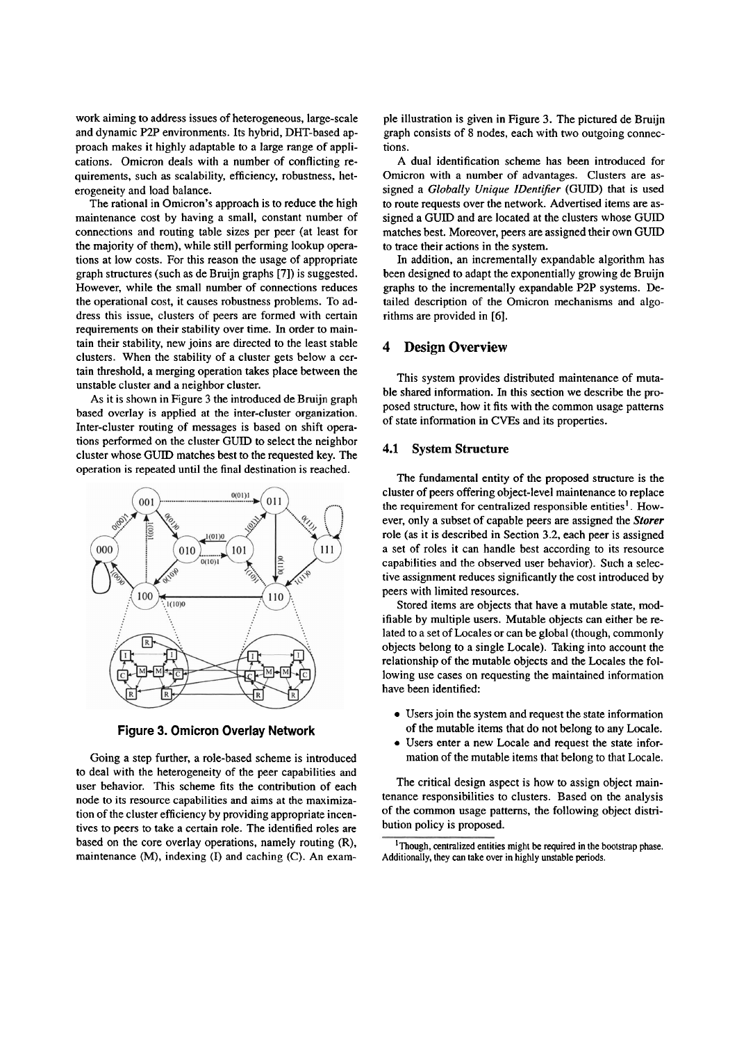work aiming to address issues of heterogeneous, large-scale and dynamic P2P environments. Its hybrid, DHT-based approach makes it highly adaptable to a large range of applications. Omicron deals with a number of conflicting requirements, such as scalability, efficiency, robustness, heterogeneity and load balance.

The rational in Omicron's approach is to reduce the high maintenance cost by having a small, constant number of connections and routing table sizes per peer (at least for the majority of them), while still performing lookup operations at low costs. For this reason the usage of appropriate graph structures (such as de Bruijn graphs [7]) is suggested. However, while the small number of connections reduces the operational cost, it causes robustness problems. To address this issue, clusters of peers are formed with certain requirements on their stability over time. In order to maintain their stability, new joins are directed to the least stable clusters. When the stability of a cluster gets below a certain threshold, a merging operation takes place between the unstable cluster and a neighbor cluster.

As it is shown in Figure 3 the introduced de Bruijn graph based overlay is applied at the inter-cluster organization. Inter-cluster routing of messages is based on shift operations performed on the cluster GUID to select the neighbor cluster whose GUID matches best to the requested key. The operation is repeated until the final destination is reached.

**Figure 3. Omicron Overlay Network**

Going a step further, a role-based scheme is introduced to deal with the heterogeneity of the peer capabilities and user behavior. This scheme fits the contribution of each node to its resource capabilities and aims at the maximization of the cluster efficiency by providing appropriate incentives to peers to take a certain role. The identified roles are based on the core overlay operations, namely routing (R), maintenance (M), indexing (I) and caching (C). An example illustration is given in Figure 3. The pictured de Bruijn graph consists of 8 nodes, each with two outgoing connections.

A dual identification scheme has been introduced for Omicron with a number of advantages. Clusters are assigned a *Globally Unique IDentifier* (GUID) that is used to route requests over the network. Advertised items are assigned a GUID and are located at the clusters whose GUID matches best. Moreover, peers are assigned their own GUID to trace their actions in the system.

In addition, an incrementally expandable algorithm has been designed to adapt the exponentially growing de Bruijn graphs to the incrementally expandable P2P systems. Detailed description of the Omicron mechanisms and algorithms are provided in [6].

## 4 Design Overview

This system provides distributed maintenance of mutable shared information. In this section we describe the proposed structure, how it fits with the common usage patterns of state information in CVEs and its properties.

### 4.1 System Structure

The fundamental entity of the proposed structure is the cluster of peers offering object-level maintenance to replace the requirement for centralized responsible entities[1]. However, only a subset of capable peers are assigned the ***Storer*** role (as it is described in Section 3.2, each peer is assigned a set of roles it can handle best according to its resource capabilities and the observed user behavior). Such a selective assignment reduces significantly the cost introduced by peers with limited resources.

Stored items are objects that have a mutable state, modifiable by multiple users. Mutable objects can either be related to a set of Locales or can be global (though, commonly objects belong to a single Locale). Taking into account the relationship of the mutable objects and the Locales the following use cases on requesting the maintained information have been identified:

- Users join the system and request the state information of the mutable items that do not belong to any Locale.
- Users enter a new Locale and request the state information of the mutable items that belong to that Locale.

The critical design aspect is how to assign object maintenance responsibilities to clusters. Based on the analysis of the common usage patterns, the following object distribution policy is proposed.

[1] Though, centralized entities might be required in the bootstrap phase. Additionally, they can take over in highly unstable periods.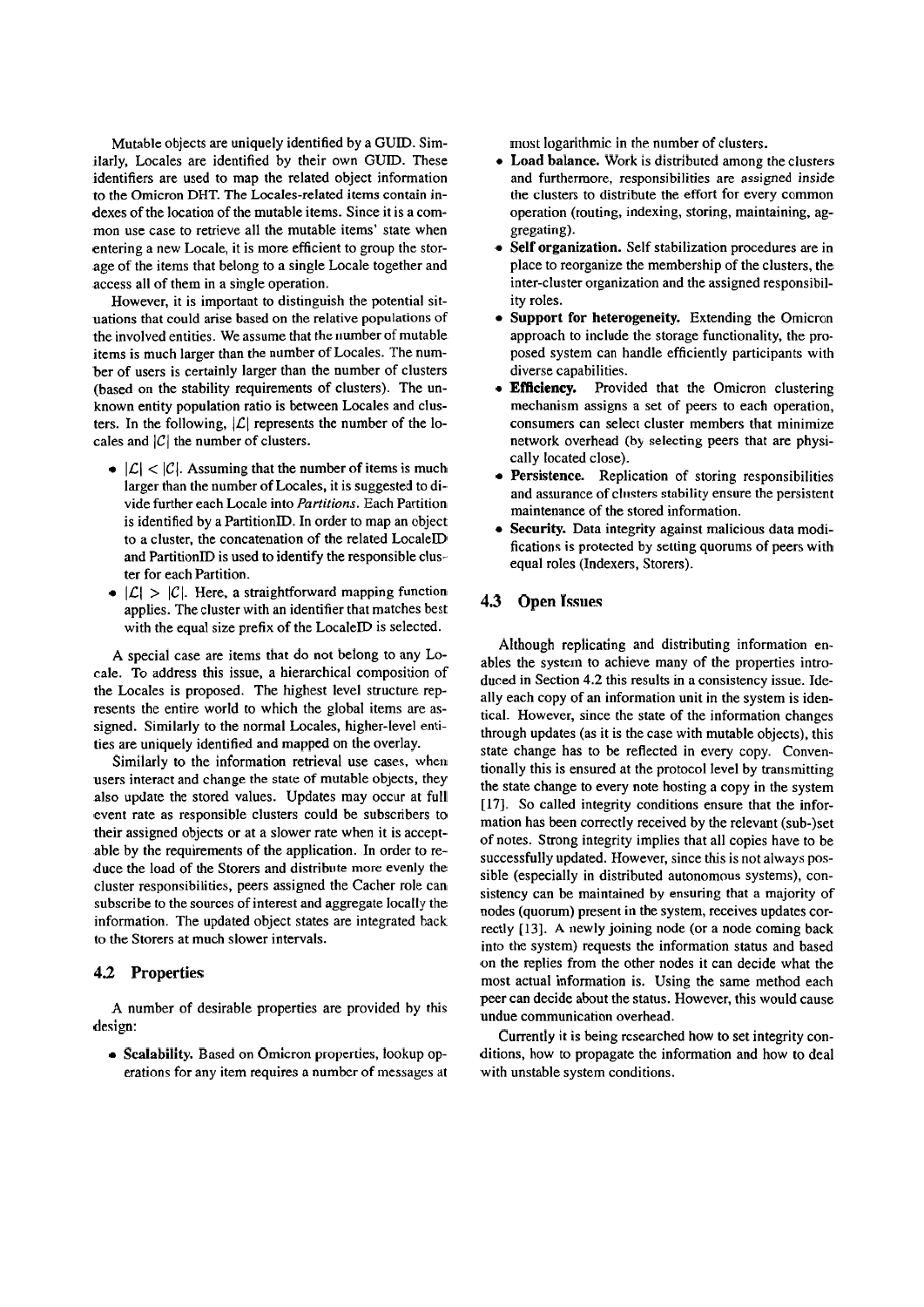Mutable objects are uniquely identified by a GUID. Similarly, Locales are identified by their own GUID. These identifiers are used to map the related object information to the Omicron DHT. The Locales-related items contain indexes of the location of the mutable items. Since it is a common use case to retrieve all the mutable items' state when entering a new Locale, it is more efficient to group the storage of the items that belong to a single Locale together and access all of them in a single operation.

However, it is important to distinguish the potential situations that could arise based on the relative populations of the involved entities. We assume that the number of mutable items is much larger than the number of Locales. The number of users is certainly larger than the number of clusters (based on the stability requirements of clusters). The unknown entity population ratio is between Locales and clusters. In the following, $|\mathcal{L}|$ represents the number of the locales and $|\mathcal{C}|$ the number of clusters.

- $|\mathcal{L}| < |\mathcal{C}|$. Assuming that the number of items is much larger than the number of Locales, it is suggested to divide further each Locale into *Partitions*. Each Partition is identified by a PartitionID. In order to map an object to a cluster, the concatenation of the related LocaleID and PartitionID is used to identify the responsible cluster for each Partition.
- $|\mathcal{L}| > |\mathcal{C}|$. Here, a straightforward mapping function applies. The cluster with an identifier that matches best with the equal size prefix of the LocaleID is selected.

A special case are items that do not belong to any Locale. To address this issue, a hierarchical composition of the Locales is proposed. The highest level structure represents the entire world to which the global items are assigned. Similarly to the normal Locales, higher-level entities are uniquely identified and mapped on the overlay.

Similarly to the information retrieval use cases, when users interact and change the state of mutable objects, they also update the stored values. Updates may occur at full event rate as responsible clusters could be subscribers to their assigned objects or at a slower rate when it is acceptable by the requirements of the application. In order to reduce the load of the Storers and distribute more evenly the cluster responsibilities, peers assigned the Cacher role can subscribe to the sources of interest and aggregate locally the information. The updated object states are integrated back to the Storers at much slower intervals.

## 4.2 Properties

A number of desirable properties are provided by this design:

- **Scalability.** Based on Omicron properties, lookup operations for any item requires a number of messages at most logarithmic in the number of clusters.
- **Load balance.** Work is distributed among the clusters and furthermore, responsibilities are assigned inside the clusters to distribute the effort for every common operation (routing, indexing, storing, maintaining, aggregating).
- **Self organization.** Self stabilization procedures are in place to reorganize the membership of the clusters, the inter-cluster organization and the assigned responsibility roles.
- **Support for heterogeneity.** Extending the Omicron approach to include the storage functionality, the proposed system can handle efficiently participants with diverse capabilities.
- **Efficiency.** Provided that the Omicron clustering mechanism assigns a set of peers to each operation, consumers can select cluster members that minimize network overhead (by selecting peers that are physically located close).
- **Persistence.** Replication of storing responsibilities and assurance of clusters stability ensure the persistent maintenance of the stored information.
- **Security.** Data integrity against malicious data modifications is protected by setting quorums of peers with equal roles (Indexers, Storers).

## 4.3 Open Issues

Although replicating and distributing information enables the system to achieve many of the properties introduced in Section 4.2 this results in a consistency issue. Ideally each copy of an information unit in the system is identical. However, since the state of the information changes through updates (as it is the case with mutable objects), this state change has to be reflected in every copy. Conventionally this is ensured at the protocol level by transmitting the state change to every note hosting a copy in the system [17]. So called integrity conditions ensure that the information has been correctly received by the relevant (sub-)set of notes. Strong integrity implies that all copies have to be successfully updated. However, since this is not always possible (especially in distributed autonomous systems), consistency can be maintained by ensuring that a majority of nodes (quorum) present in the system, receives updates correctly [13]. A newly joining node (or a node coming back into the system) requests the information status and based on the replies from the other nodes it can decide what the most actual information is. Using the same method each peer can decide about the status. However, this would cause undue communication overhead.

Currently it is being researched how to set integrity conditions, how to propagate the information and how to deal with unstable system conditions.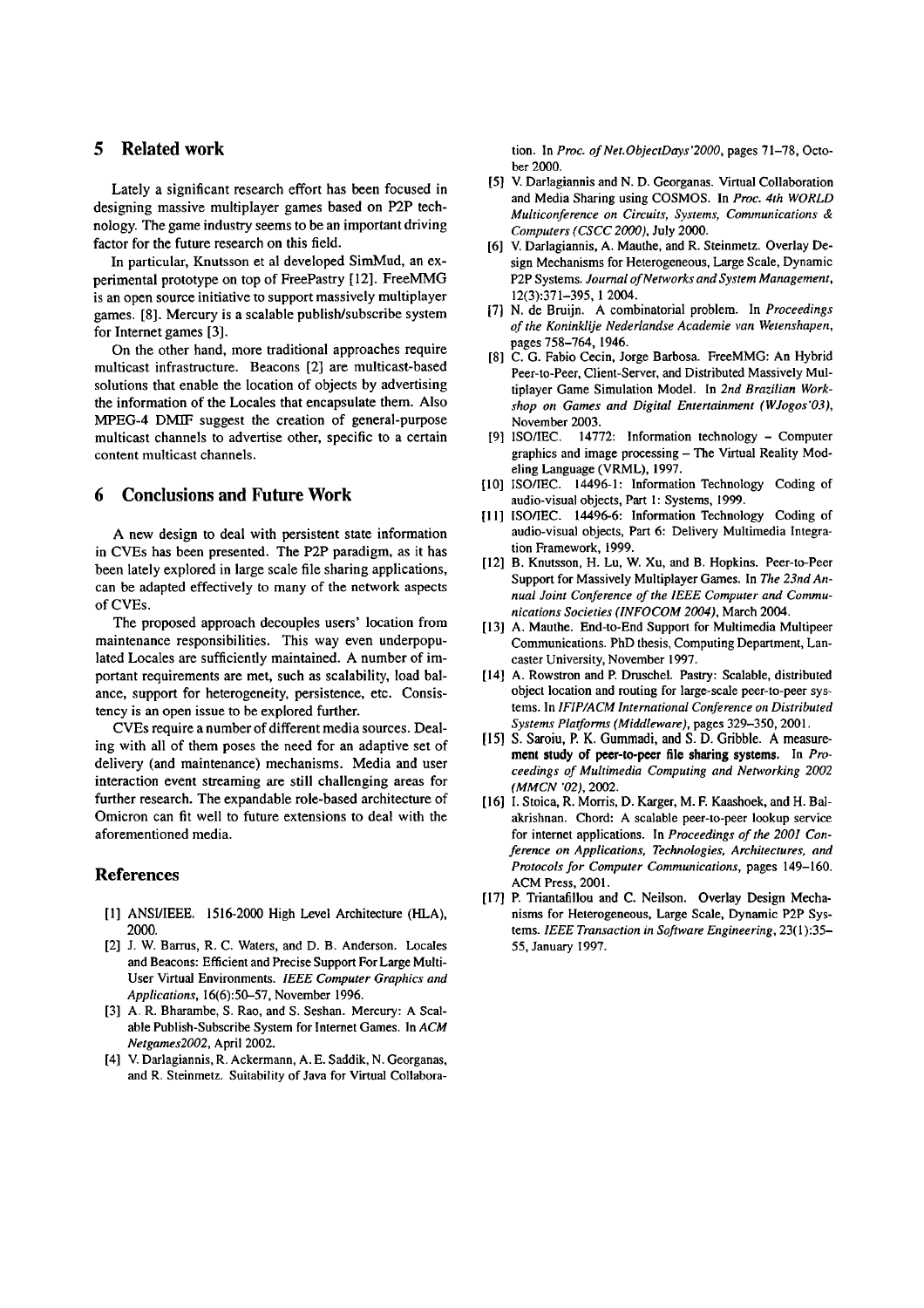## 5 Related work

Lately a significant research effort has been focused in designing massive multiplayer games based on P2P technology. The game industry seems to be an important driving factor for the future research on this field.

In particular, Knutsson et al developed SimMud, an experimental prototype on top of FreePastry [12]. FreeMMG is an open source initiative to support massively multiplayer games. [8]. Mercury is a scalable publish/subscribe system for Internet games [3].

On the other hand, more traditional approaches require multicast infrastructure. Beacons [2] are multicast-based solutions that enable the location of objects by advertising the information of the Locales that encapsulate them. Also MPEG-4 DMIF suggest the creation of general-purpose multicast channels to advertise other, specific to a certain content multicast channels.

## 6 Conclusions and Future Work

A new design to deal with persistent state information in CVEs has been presented. The P2P paradigm, as it has been lately explored in large scale file sharing applications, can be adapted effectively to many of the network aspects of CVEs.

The proposed approach decouples users' location from maintenance responsibilities. This way even underpopulated Locales are sufficiently maintained. A number of important requirements are met, such as scalability, load balance, support for heterogeneity, persistence, etc. Consistency is an open issue to be explored further.

CVEs require a number of different media sources. Dealing with all of them poses the need for an adaptive set of delivery (and maintenance) mechanisms. Media and user interaction event streaming are still challenging areas for further research. The expandable role-based architecture of Omicron can fit well to future extensions to deal with the aforementioned media.

## References

[1] ANSI/IEEE. 1516-2000 High Level Architecture (HLA), 2000.

[2] J. W. Barrus, R. C. Waters, and D. B. Anderson. Locales and Beacons: Efficient and Precise Support For Large Multi-User Virtual Environments. *IEEE Computer Graphics and Applications*, 16(6):50–57, November 1996.

[3] A. R. Bharambe, S. Rao, and S. Seshan. Mercury: A Scalable Publish-Subscribe System for Internet Games. In *ACM Netgames2002*, April 2002.

[4] V. Darlagiannis, R. Ackermann, A. E. Saddik, N. Georganas, and R. Steinmetz. Suitability of Java for Virtual Collaboration. In *Proc. of Net.ObjectDays'2000*, pages 71–78, October 2000.

[5] V. Darlagiannis and N. D. Georganas. Virtual Collaboration and Media Sharing using COSMOS. In *Proc. 4th WORLD Multiconference on Circuits, Systems, Communications & Computers (CSCC 2000)*, July 2000.

[6] V. Darlagiannis, A. Mauthe, and R. Steinmetz. Overlay Design Mechanisms for Heterogeneous, Large Scale, Dynamic P2P Systems. *Journal of Networks and System Management*, 12(3):371–395, 1 2004.

[7] N. de Bruijn. A combinatorial problem. In *Proceedings of the Koninklije Nederlandse Academie van Wetenshapen*, pages 758–764, 1946.

[8] C. G. Fabio Cecin, Jorge Barbosa. FreeMMG: An Hybrid Peer-to-Peer, Client-Server, and Distributed Massively Multiplayer Game Simulation Model. In *2nd Brazilian Workshop on Games and Digital Entertainment (WJogos'03)*, November 2003.

[9] ISO/IEC. 14772: Information technology – Computer graphics and image processing – The Virtual Reality Modeling Language (VRML), 1997.

[10] ISO/IEC. 14496-1: Information Technology Coding of audio-visual objects, Part 1: Systems, 1999.

[11] ISO/IEC. 14496-6: Information Technology Coding of audio-visual objects, Part 6: Delivery Multimedia Integration Framework, 1999.

[12] B. Knutsson, H. Lu, W. Xu, and B. Hopkins. Peer-to-Peer Support for Massively Multiplayer Games. In *The 23nd Annual Joint Conference of the IEEE Computer and Communications Societies (INFOCOM 2004)*, March 2004.

[13] A. Mauthe. End-to-End Support for Multimedia Multipeer Communications. PhD thesis, Computing Department, Lancaster University, November 1997.

[14] A. Rowstron and P. Druschel. Pastry: Scalable, distributed object location and routing for large-scale peer-to-peer systems. In *IFIP/ACM International Conference on Distributed Systems Platforms (Middleware)*, pages 329–350, 2001.

[15] S. Saroiu, P. K. Gummadi, and S. D. Gribble. A measurement study of peer-to-peer file sharing systems. In *Proceedings of Multimedia Computing and Networking 2002 (MMCN '02)*, 2002.

[16] I. Stoica, R. Morris, D. Karger, M. F. Kaashoek, and H. Balakrishnan. Chord: A scalable peer-to-peer lookup service for internet applications. In *Proceedings of the 2001 Conference on Applications, Technologies, Architectures, and Protocols for Computer Communications*, pages 149–160. ACM Press, 2001.

[17] P. Triantafillou and C. Neilson. Overlay Design Mechanisms for Heterogeneous, Large Scale, Dynamic P2P Systems. *IEEE Transaction in Software Engineering*, 23(1):35–55, January 1997.